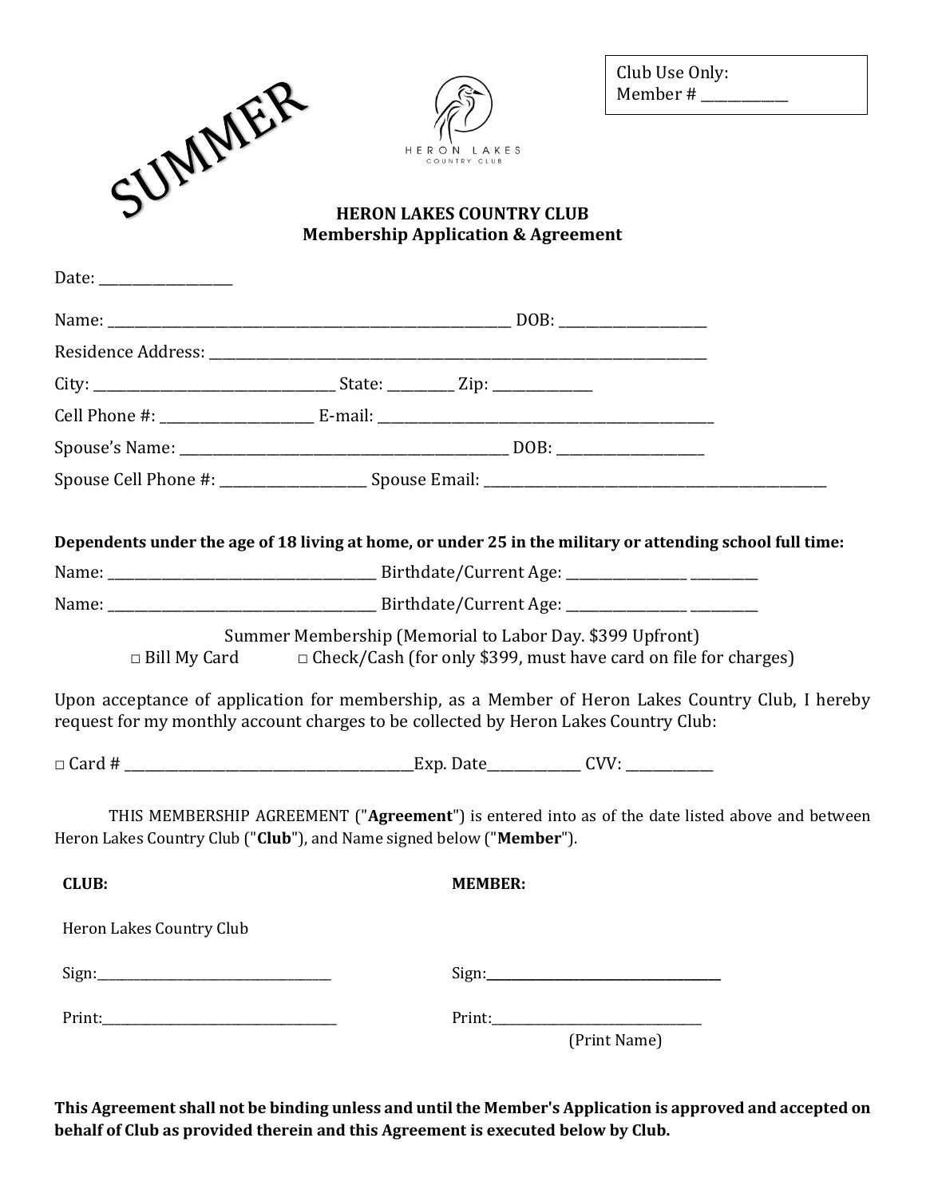SUMMER

Club Use Only:
Member # ____________

HERON LAKES
COUNTRY CLUB

**HERON LAKES COUNTRY CLUB**
**Membership Application & Agreement**

Date: ___________________

Name: ____________________________________________________________ DOB: _____________________

Residence Address: ___________________________________________________________________________

City: ___________________________________ State: _________ Zip: ______________

Cell Phone #: ______________________ E-mail: ___________________________________________________

Spouse's Name: _______________________________________________ DOB: _____________________

Spouse Cell Phone #: _____________________ Spouse Email: ___________________________________________________

**Dependents under the age of 18 living at home, or under 25 in the military or attending school full time:**

Name: _______________________________________ Birthdate/Current Age: __________________ __________

Name: _______________________________________ Birthdate/Current Age: __________________ __________

Summer Membership (Memorial to Labor Day. $399 Upfront)

□ Bill My Card □ Check/Cash (for only $399, must have card on file for charges)

Upon acceptance of application for membership, as a Member of Heron Lakes Country Club, I hereby request for my monthly account charges to be collected by Heron Lakes Country Club:

□ Card # ___________________________________________Exp. Date______________ CVV: ____________

THIS MEMBERSHIP AGREEMENT ("**Agreement**") is entered into as of the date listed above and between Heron Lakes Country Club ("**Club**"), and Name signed below ("**Member**").

**CLUB:**

Heron Lakes Country Club

Sign:_____________________________________

Print:_____________________________________

**MEMBER:**

Sign:_____________________________________

Print:_________________________________
(Print Name)

**This Agreement shall not be binding unless and until the Member's Application is approved and accepted on behalf of Club as provided therein and this Agreement is executed below by Club.**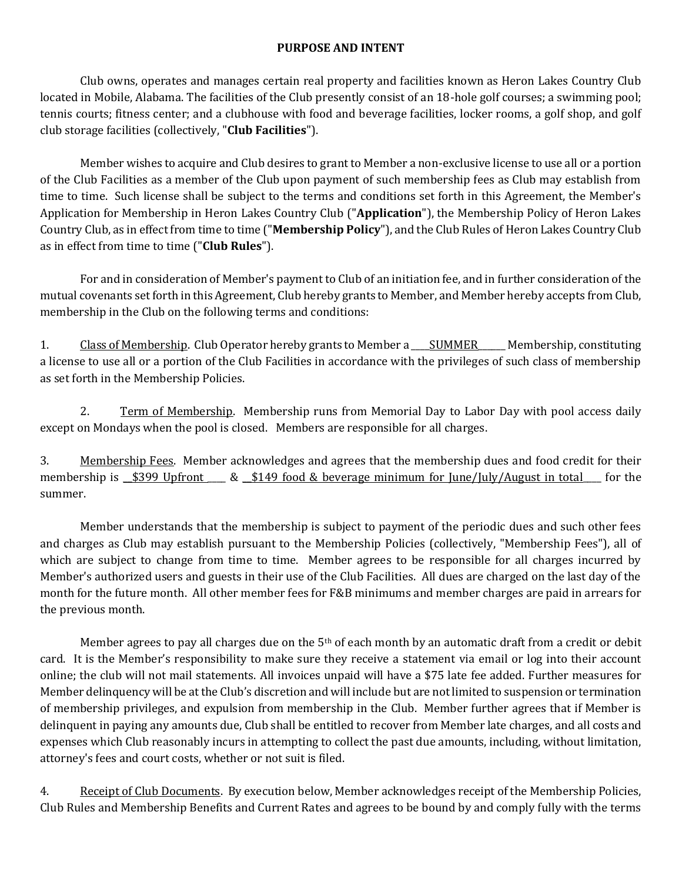**PURPOSE AND INTENT**

Club owns, operates and manages certain real property and facilities known as Heron Lakes Country Club located in Mobile, Alabama. The facilities of the Club presently consist of an 18-hole golf courses; a swimming pool; tennis courts; fitness center; and a clubhouse with food and beverage facilities, locker rooms, a golf shop, and golf club storage facilities (collectively, "**Club Facilities**").

Member wishes to acquire and Club desires to grant to Member a non-exclusive license to use all or a portion of the Club Facilities as a member of the Club upon payment of such membership fees as Club may establish from time to time. Such license shall be subject to the terms and conditions set forth in this Agreement, the Member's Application for Membership in Heron Lakes Country Club ("**Application**"), the Membership Policy of Heron Lakes Country Club, as in effect from time to time ("**Membership Policy**"), and the Club Rules of Heron Lakes Country Club as in effect from time to time ("**Club Rules**").

For and in consideration of Member's payment to Club of an initiation fee, and in further consideration of the mutual covenants set forth in this Agreement, Club hereby grants to Member, and Member hereby accepts from Club, membership in the Club on the following terms and conditions:

1. <u>Class of Membership</u>. Club Operator hereby grants to Member a ____<u>SUMMER</u>______ Membership, constituting a license to use all or a portion of the Club Facilities in accordance with the privileges of such class of membership as set forth in the Membership Policies.

2. <u>Term of Membership</u>. Membership runs from Memorial Day to Labor Day with pool access daily except on Mondays when the pool is closed. Members are responsible for all charges.

3. <u>Membership Fees</u>. Member acknowledges and agrees that the membership dues and food credit for their membership is <u>__$399 Upfront ____</u> & <u>__$149 food & beverage minimum for June/July/August in total____</u> for the summer.

Member understands that the membership is subject to payment of the periodic dues and such other fees and charges as Club may establish pursuant to the Membership Policies (collectively, "Membership Fees"), all of which are subject to change from time to time. Member agrees to be responsible for all charges incurred by Member's authorized users and guests in their use of the Club Facilities. All dues are charged on the last day of the month for the future month. All other member fees for F&B minimums and member charges are paid in arrears for the previous month.

Member agrees to pay all charges due on the 5th of each month by an automatic draft from a credit or debit card. It is the Member's responsibility to make sure they receive a statement via email or log into their account online; the club will not mail statements. All invoices unpaid will have a $75 late fee added. Further measures for Member delinquency will be at the Club's discretion and will include but are not limited to suspension or termination of membership privileges, and expulsion from membership in the Club. Member further agrees that if Member is delinquent in paying any amounts due, Club shall be entitled to recover from Member late charges, and all costs and expenses which Club reasonably incurs in attempting to collect the past due amounts, including, without limitation, attorney's fees and court costs, whether or not suit is filed.

4. <u>Receipt of Club Documents</u>. By execution below, Member acknowledges receipt of the Membership Policies, Club Rules and Membership Benefits and Current Rates and agrees to be bound by and comply fully with the terms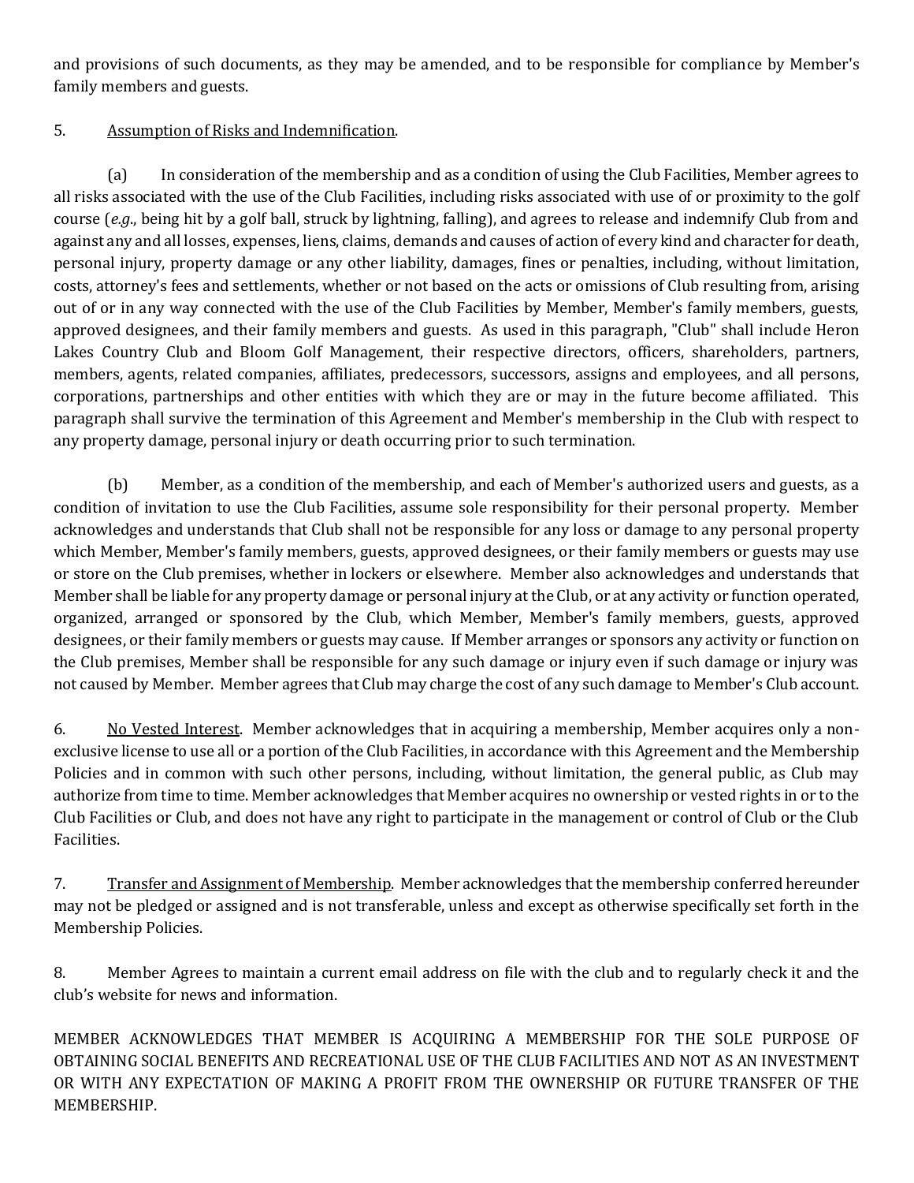and provisions of such documents, as they may be amended, and to be responsible for compliance by Member's family members and guests.

5. Assumption of Risks and Indemnification.

(a) In consideration of the membership and as a condition of using the Club Facilities, Member agrees to all risks associated with the use of the Club Facilities, including risks associated with use of or proximity to the golf course (*e.g*., being hit by a golf ball, struck by lightning, falling), and agrees to release and indemnify Club from and against any and all losses, expenses, liens, claims, demands and causes of action of every kind and character for death, personal injury, property damage or any other liability, damages, fines or penalties, including, without limitation, costs, attorney's fees and settlements, whether or not based on the acts or omissions of Club resulting from, arising out of or in any way connected with the use of the Club Facilities by Member, Member's family members, guests, approved designees, and their family members and guests. As used in this paragraph, "Club" shall include Heron Lakes Country Club and Bloom Golf Management, their respective directors, officers, shareholders, partners, members, agents, related companies, affiliates, predecessors, successors, assigns and employees, and all persons, corporations, partnerships and other entities with which they are or may in the future become affiliated. This paragraph shall survive the termination of this Agreement and Member's membership in the Club with respect to any property damage, personal injury or death occurring prior to such termination.

(b) Member, as a condition of the membership, and each of Member's authorized users and guests, as a condition of invitation to use the Club Facilities, assume sole responsibility for their personal property. Member acknowledges and understands that Club shall not be responsible for any loss or damage to any personal property which Member, Member's family members, guests, approved designees, or their family members or guests may use or store on the Club premises, whether in lockers or elsewhere. Member also acknowledges and understands that Member shall be liable for any property damage or personal injury at the Club, or at any activity or function operated, organized, arranged or sponsored by the Club, which Member, Member's family members, guests, approved designees, or their family members or guests may cause. If Member arranges or sponsors any activity or function on the Club premises, Member shall be responsible for any such damage or injury even if such damage or injury was not caused by Member. Member agrees that Club may charge the cost of any such damage to Member's Club account.

6. No Vested Interest. Member acknowledges that in acquiring a membership, Member acquires only a non-exclusive license to use all or a portion of the Club Facilities, in accordance with this Agreement and the Membership Policies and in common with such other persons, including, without limitation, the general public, as Club may authorize from time to time. Member acknowledges that Member acquires no ownership or vested rights in or to the Club Facilities or Club, and does not have any right to participate in the management or control of Club or the Club Facilities.

7. Transfer and Assignment of Membership. Member acknowledges that the membership conferred hereunder may not be pledged or assigned and is not transferable, unless and except as otherwise specifically set forth in the Membership Policies.

8. Member Agrees to maintain a current email address on file with the club and to regularly check it and the club's website for news and information.

MEMBER ACKNOWLEDGES THAT MEMBER IS ACQUIRING A MEMBERSHIP FOR THE SOLE PURPOSE OF OBTAINING SOCIAL BENEFITS AND RECREATIONAL USE OF THE CLUB FACILITIES AND NOT AS AN INVESTMENT OR WITH ANY EXPECTATION OF MAKING A PROFIT FROM THE OWNERSHIP OR FUTURE TRANSFER OF THE MEMBERSHIP.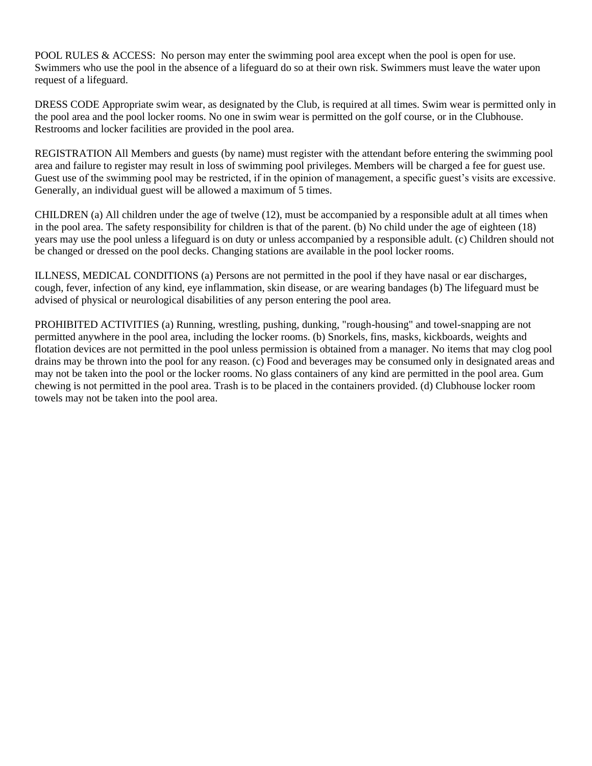POOL RULES & ACCESS: No person may enter the swimming pool area except when the pool is open for use. Swimmers who use the pool in the absence of a lifeguard do so at their own risk. Swimmers must leave the water upon request of a lifeguard.

DRESS CODE Appropriate swim wear, as designated by the Club, is required at all times. Swim wear is permitted only in the pool area and the pool locker rooms. No one in swim wear is permitted on the golf course, or in the Clubhouse. Restrooms and locker facilities are provided in the pool area.

REGISTRATION All Members and guests (by name) must register with the attendant before entering the swimming pool area and failure to register may result in loss of swimming pool privileges. Members will be charged a fee for guest use. Guest use of the swimming pool may be restricted, if in the opinion of management, a specific guest's visits are excessive. Generally, an individual guest will be allowed a maximum of 5 times.

CHILDREN (a) All children under the age of twelve (12), must be accompanied by a responsible adult at all times when in the pool area. The safety responsibility for children is that of the parent. (b) No child under the age of eighteen (18) years may use the pool unless a lifeguard is on duty or unless accompanied by a responsible adult. (c) Children should not be changed or dressed on the pool decks. Changing stations are available in the pool locker rooms.

ILLNESS, MEDICAL CONDITIONS (a) Persons are not permitted in the pool if they have nasal or ear discharges, cough, fever, infection of any kind, eye inflammation, skin disease, or are wearing bandages (b) The lifeguard must be advised of physical or neurological disabilities of any person entering the pool area.

PROHIBITED ACTIVITIES (a) Running, wrestling, pushing, dunking, "rough-housing" and towel-snapping are not permitted anywhere in the pool area, including the locker rooms. (b) Snorkels, fins, masks, kickboards, weights and flotation devices are not permitted in the pool unless permission is obtained from a manager. No items that may clog pool drains may be thrown into the pool for any reason. (c) Food and beverages may be consumed only in designated areas and may not be taken into the pool or the locker rooms. No glass containers of any kind are permitted in the pool area. Gum chewing is not permitted in the pool area. Trash is to be placed in the containers provided. (d) Clubhouse locker room towels may not be taken into the pool area.